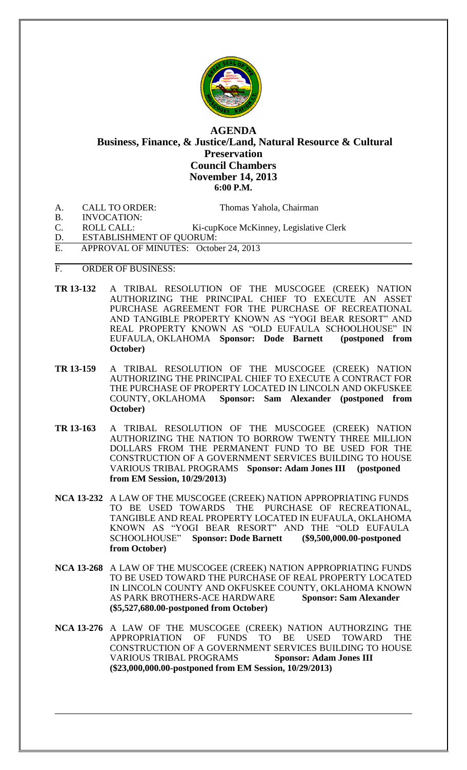# AGENDA

## Business, Finance, & Justice/Land, Natural Resource & Cultural Preservation

### Council Chambers

### November 14, 2013

### 6:00 P.M.

A. CALL TO ORDER: Thomas Yahola, Chairman

B. INVOCATION:

C. ROLL CALL: Ki-cupKoce McKinney, Legislative Clerk

D. ESTABLISHMENT OF QUORUM:

E. APPROVAL OF MINUTES: October 24, 2013

F. ORDER OF BUSINESS:

**TR 13-132** A TRIBAL RESOLUTION OF THE MUSCOGEE (CREEK) NATION AUTHORIZING THE PRINCIPAL CHIEF TO EXECUTE AN ASSET PURCHASE AGREEMENT FOR THE PURCHASE OF RECREATIONAL AND TANGIBLE PROPERTY KNOWN AS "YOGI BEAR RESORT" AND REAL PROPERTY KNOWN AS "OLD EUFAULA SCHOOLHOUSE" IN EUFAULA, OKLAHOMA **Sponsor: Dode Barnett (postponed from October)**

**TR 13-159** A TRIBAL RESOLUTION OF THE MUSCOGEE (CREEK) NATION AUTHORIZING THE PRINCIPAL CHIEF TO EXECUTE A CONTRACT FOR THE PURCHASE OF PROPERTY LOCATED IN LINCOLN AND OKFUSKEE COUNTY, OKLAHOMA **Sponsor: Sam Alexander (postponed from October)**

**TR 13-163** A TRIBAL RESOLUTION OF THE MUSCOGEE (CREEK) NATION AUTHORIZING THE NATION TO BORROW TWENTY THREE MILLION DOLLARS FROM THE PERMANENT FUND TO BE USED FOR THE CONSTRUCTION OF A GOVERNMENT SERVICES BUILDING TO HOUSE VARIOUS TRIBAL PROGRAMS **Sponsor: Adam Jones III (postponed from EM Session, 10/29/2013)**

**NCA 13-232** A LAW OF THE MUSCOGEE (CREEK) NATION APPROPRIATING FUNDS TO BE USED TOWARDS THE PURCHASE OF RECREATIONAL, TANGIBLE AND REAL PROPERTY LOCATED IN EUFAULA, OKLAHOMA KNOWN AS "YOGI BEAR RESORT" AND THE "OLD EUFAULA SCHOOLHOUSE" **Sponsor: Dode Barnett ($9,500,000.00-postponed from October)**

**NCA 13-268** A LAW OF THE MUSCOGEE (CREEK) NATION APPROPRIATING FUNDS TO BE USED TOWARD THE PURCHASE OF REAL PROPERTY LOCATED IN LINCOLN COUNTY AND OKFUSKEE COUNTY, OKLAHOMA KNOWN AS PARK BROTHERS-ACE HARDWARE **Sponsor: Sam Alexander ($5,527,680.00-postponed from October)**

**NCA 13-276** A LAW OF THE MUSCOGEE (CREEK) NATION AUTHORZING THE APPROPRIATION OF FUNDS TO BE USED TOWARD THE CONSTRUCTION OF A GOVERNMENT SERVICES BUILDING TO HOUSE VARIOUS TRIBAL PROGRAMS **Sponsor: Adam Jones III ($23,000,000.00-postponed from EM Session, 10/29/2013)**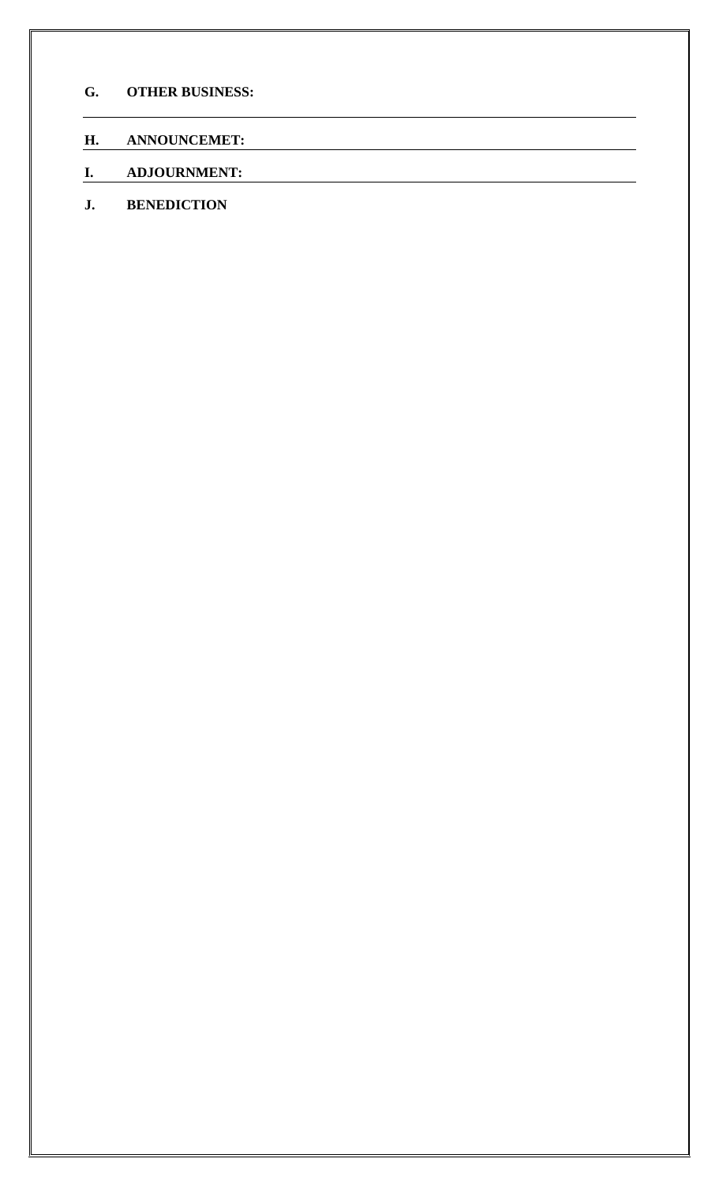**G. OTHER BUSINESS:**

---

**H. ANNOUNCEMET:**

---

**I. ADJOURNMENT:**

---

**J. BENEDICTION**